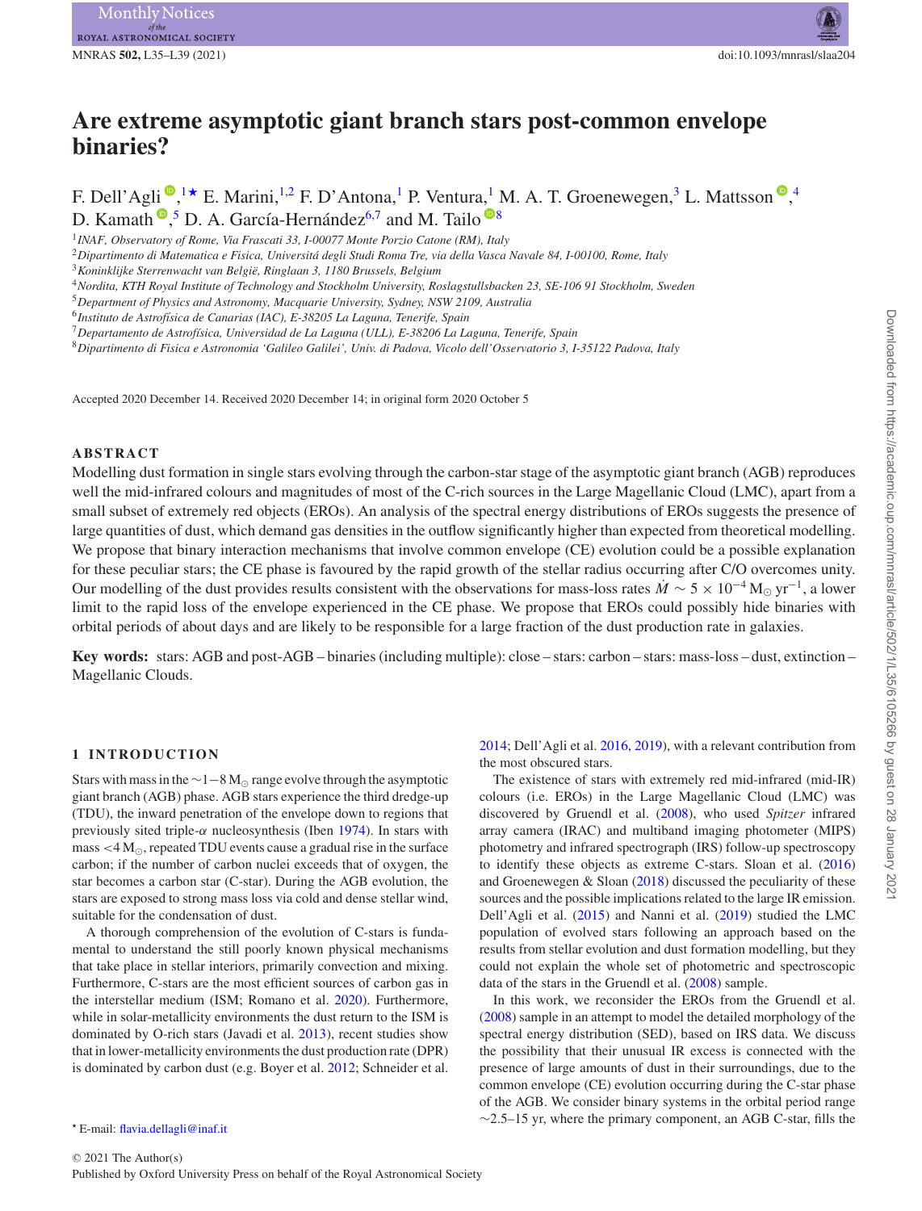# Are extreme asymptotic giant branch stars post-common envelope binaries?

F. Dell'Agli,[1★] E. Marini,[1,2] F. D'Antona,[1] P. Ventura,[1] M. A. T. Groenewegen,[3] L. Mattsson,[4] D. Kamath,[5] D. A. García-Hernández[6,7] and M. Tailo[8]

[1] INAF, Observatory of Rome, Via Frascati 33, I-00077 Monte Porzio Catone (RM), Italy
[2] Dipartimento di Matematica e Fisica, Universitá degli Studi Roma Tre, via della Vasca Navale 84, I-00100, Rome, Italy
[3] Koninklijke Sterrenwacht van België, Ringlaan 3, 1180 Brussels, Belgium
[4] Nordita, KTH Royal Institute of Technology and Stockholm University, Roslagstullsbacken 23, SE-106 91 Stockholm, Sweden
[5] Department of Physics and Astronomy, Macquarie University, Sydney, NSW 2109, Australia
[6] Instituto de Astrofísica de Canarias (IAC), E-38205 La Laguna, Tenerife, Spain
[7] Departamento de Astrofísica, Universidad de La Laguna (ULL), E-38206 La Laguna, Tenerife, Spain
[8] Dipartimento di Fisica e Astronomia 'Galileo Galilei', Univ. di Padova, Vicolo dell'Osservatorio 3, I-35122 Padova, Italy

Accepted 2020 December 14. Received 2020 December 14; in original form 2020 October 5

## ABSTRACT

Modelling dust formation in single stars evolving through the carbon-star stage of the asymptotic giant branch (AGB) reproduces well the mid-infrared colours and magnitudes of most of the C-rich sources in the Large Magellanic Cloud (LMC), apart from a small subset of extremely red objects (EROs). An analysis of the spectral energy distributions of EROs suggests the presence of large quantities of dust, which demand gas densities in the outflow significantly higher than expected from theoretical modelling. We propose that binary interaction mechanisms that involve common envelope (CE) evolution could be a possible explanation for these peculiar stars; the CE phase is favoured by the rapid growth of the stellar radius occurring after C/O overcomes unity. Our modelling of the dust provides results consistent with the observations for mass-loss rates $\dot{M} \sim 5 \times 10^{-4}\,\mathrm{M}_\odot\,\mathrm{yr}^{-1}$, a lower limit to the rapid loss of the envelope experienced in the CE phase. We propose that EROs could possibly hide binaries with orbital periods of about days and are likely to be responsible for a large fraction of the dust production rate in galaxies.

**Key words:** stars: AGB and post-AGB – binaries (including multiple): close – stars: carbon – stars: mass-loss – dust, extinction – Magellanic Clouds.

## 1 INTRODUCTION

Stars with mass in the $\sim 1-8\,\mathrm{M}_\odot$ range evolve through the asymptotic giant branch (AGB) phase. AGB stars experience the third dredge-up (TDU), the inward penetration of the envelope down to regions that previously sited triple-$\alpha$ nucleosynthesis (Iben 1974). In stars with mass $<4\,\mathrm{M}_\odot$, repeated TDU events cause a gradual rise in the surface carbon; if the number of carbon nuclei exceeds that of oxygen, the star becomes a carbon star (C-star). During the AGB evolution, the stars are exposed to strong mass loss via cold and dense stellar wind, suitable for the condensation of dust.

A thorough comprehension of the evolution of C-stars is fundamental to understand the still poorly known physical mechanisms that take place in stellar interiors, primarily convection and mixing. Furthermore, C-stars are the most efficient sources of carbon gas in the interstellar medium (ISM; Romano et al. 2020). Furthermore, while in solar-metallicity environments the dust return to the ISM is dominated by O-rich stars (Javadi et al. 2013), recent studies show that in lower-metallicity environments the dust production rate (DPR) is dominated by carbon dust (e.g. Boyer et al. 2012; Schneider et al. 2014; Dell'Agli et al. 2016, 2019), with a relevant contribution from the most obscured stars.

The existence of stars with extremely red mid-infrared (mid-IR) colours (i.e. EROs) in the Large Magellanic Cloud (LMC) was discovered by Gruendl et al. (2008), who used *Spitzer* infrared array camera (IRAC) and multiband imaging photometer (MIPS) photometry and infrared spectrograph (IRS) follow-up spectroscopy to identify these objects as extreme C-stars. Sloan et al. (2016) and Groenewegen & Sloan (2018) discussed the peculiarity of these sources and the possible implications related to the large IR emission. Dell'Agli et al. (2015) and Nanni et al. (2019) studied the LMC population of evolved stars following an approach based on the results from stellar evolution and dust formation modelling, but they could not explain the whole set of photometric and spectroscopic data of the stars in the Gruendl et al. (2008) sample.

In this work, we reconsider the EROs from the Gruendl et al. (2008) sample in an attempt to model the detailed morphology of the spectral energy distribution (SED), based on IRS data. We discuss the possibility that their unusual IR excess is connected with the presence of large amounts of dust in their surroundings, due to the common envelope (CE) evolution occurring during the C-star phase of the AGB. We consider binary systems in the orbital period range $\sim$2.5–15 yr, where the primary component, an AGB C-star, fills the

★ E-mail: flavia.dellagli@inaf.it

© 2021 The Author(s)
Published by Oxford University Press on behalf of the Royal Astronomical Society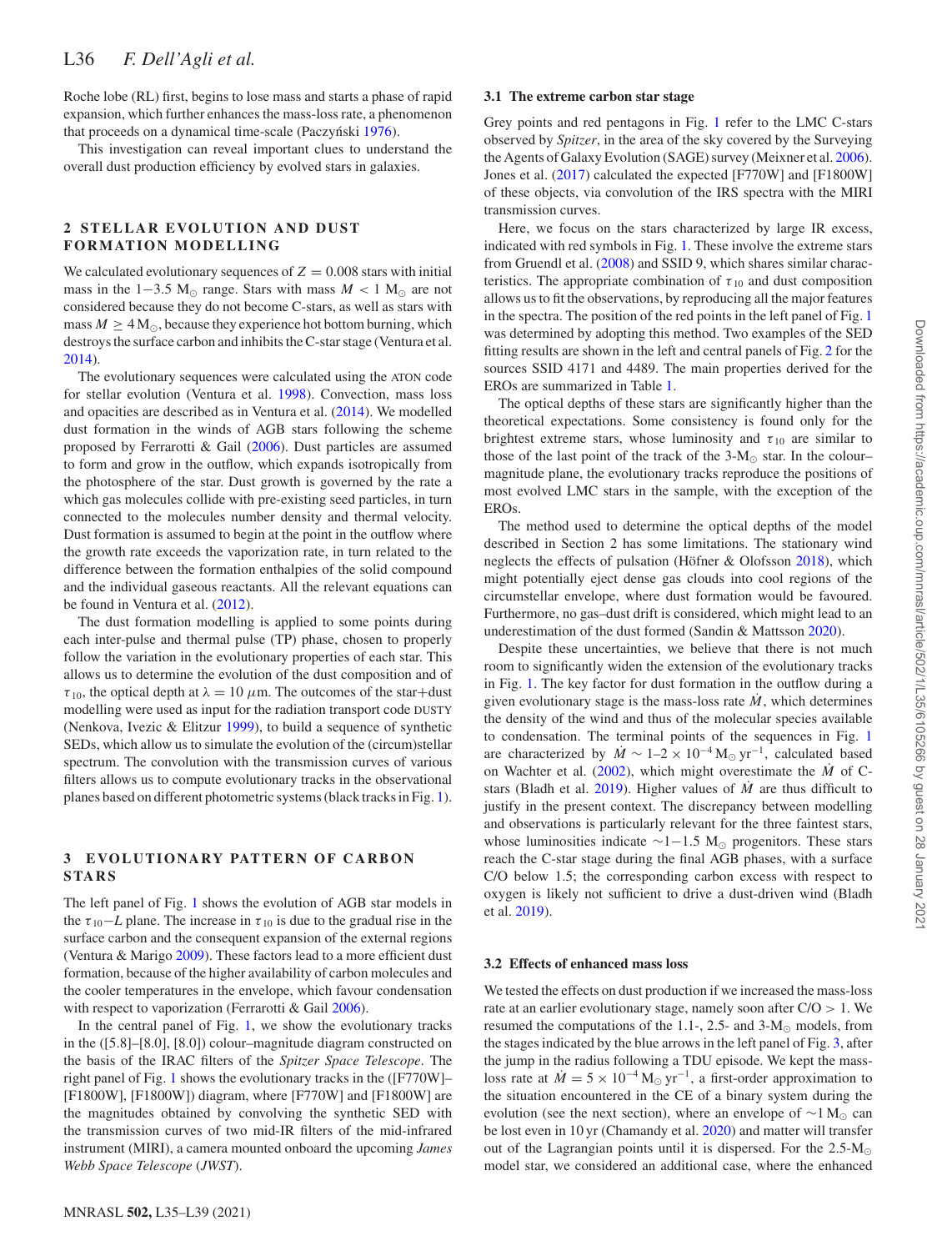Roche lobe (RL) first, begins to lose mass and starts a phase of rapid expansion, which further enhances the mass-loss rate, a phenomenon that proceeds on a dynamical time-scale (Paczyński 1976).

This investigation can reveal important clues to understand the overall dust production efficiency by evolved stars in galaxies.

## 2 STELLAR EVOLUTION AND DUST FORMATION MODELLING

We calculated evolutionary sequences of $Z = 0.008$ stars with initial mass in the $1-3.5$ $\mathrm{M}_{\odot}$ range. Stars with mass $M < 1$ $\mathrm{M}_{\odot}$ are not considered because they do not become C-stars, as well as stars with mass $M \geq 4\,\mathrm{M}_{\odot}$, because they experience hot bottom burning, which destroys the surface carbon and inhibits the C-star stage (Ventura et al. 2014).

The evolutionary sequences were calculated using the ATON code for stellar evolution (Ventura et al. 1998). Convection, mass loss and opacities are described as in Ventura et al. (2014). We modelled dust formation in the winds of AGB stars following the scheme proposed by Ferrarotti & Gail (2006). Dust particles are assumed to form and grow in the outflow, which expands isotropically from the photosphere of the star. Dust growth is governed by the rate a which gas molecules collide with pre-existing seed particles, in turn connected to the molecules number density and thermal velocity. Dust formation is assumed to begin at the point in the outflow where the growth rate exceeds the vaporization rate, in turn related to the difference between the formation enthalpies of the solid compound and the individual gaseous reactants. All the relevant equations can be found in Ventura et al. (2012).

The dust formation modelling is applied to some points during each inter-pulse and thermal pulse (TP) phase, chosen to properly follow the variation in the evolutionary properties of each star. This allows us to determine the evolution of the dust composition and of $\tau_{10}$, the optical depth at $\lambda = 10\,\mu$m. The outcomes of the star+dust modelling were used as input for the radiation transport code DUSTY (Nenkova, Ivezic & Elitzur 1999), to build a sequence of synthetic SEDs, which allow us to simulate the evolution of the (circum)stellar spectrum. The convolution with the transmission curves of various filters allows us to compute evolutionary tracks in the observational planes based on different photometric systems (black tracks in Fig. 1).

## 3 EVOLUTIONARY PATTERN OF CARBON STARS

The left panel of Fig. 1 shows the evolution of AGB star models in the $\tau_{10}-L$ plane. The increase in $\tau_{10}$ is due to the gradual rise in the surface carbon and the consequent expansion of the external regions (Ventura & Marigo 2009). These factors lead to a more efficient dust formation, because of the higher availability of carbon molecules and the cooler temperatures in the envelope, which favour condensation with respect to vaporization (Ferrarotti & Gail 2006).

In the central panel of Fig. 1, we show the evolutionary tracks in the ([5.8]–[8.0], [8.0]) colour–magnitude diagram constructed on the basis of the IRAC filters of the *Spitzer Space Telescope*. The right panel of Fig. 1 shows the evolutionary tracks in the ([F770W]–[F1800W], [F1800W]) diagram, where [F770W] and [F1800W] are the magnitudes obtained by convolving the synthetic SED with the transmission curves of two mid-IR filters of the mid-infrared instrument (MIRI), a camera mounted onboard the upcoming *James Webb Space Telescope* (*JWST*).

### 3.1 The extreme carbon star stage

Grey points and red pentagons in Fig. 1 refer to the LMC C-stars observed by *Spitzer*, in the area of the sky covered by the Surveying the Agents of Galaxy Evolution (SAGE) survey (Meixner et al. 2006). Jones et al. (2017) calculated the expected [F770W] and [F1800W] of these objects, via convolution of the IRS spectra with the MIRI transmission curves.

Here, we focus on the stars characterized by large IR excess, indicated with red symbols in Fig. 1. These involve the extreme stars from Gruendl et al. (2008) and SSID 9, which shares similar characteristics. The appropriate combination of $\tau_{10}$ and dust composition allows us to fit the observations, by reproducing all the major features in the spectra. The position of the red points in the left panel of Fig. 1 was determined by adopting this method. Two examples of the SED fitting results are shown in the left and central panels of Fig. 2 for the sources SSID 4171 and 4489. The main properties derived for the EROs are summarized in Table 1.

The optical depths of these stars are significantly higher than the theoretical expectations. Some consistency is found only for the brightest extreme stars, whose luminosity and $\tau_{10}$ are similar to those of the last point of the track of the 3-$\mathrm{M}_{\odot}$ star. In the colour–magnitude plane, the evolutionary tracks reproduce the positions of most evolved LMC stars in the sample, with the exception of the EROs.

The method used to determine the optical depths of the model described in Section 2 has some limitations. The stationary wind neglects the effects of pulsation (Höfner & Olofsson 2018), which might potentially eject dense gas clouds into cool regions of the circumstellar envelope, where dust formation would be favoured. Furthermore, no gas–dust drift is considered, which might lead to an underestimation of the dust formed (Sandin & Mattsson 2020).

Despite these uncertainties, we believe that there is not much room to significantly widen the extension of the evolutionary tracks in Fig. 1. The key factor for dust formation in the outflow during a given evolutionary stage is the mass-loss rate $\dot{M}$, which determines the density of the wind and thus of the molecular species available to condensation. The terminal points of the sequences in Fig. 1 are characterized by $\dot{M} \sim 1$–$2 \times 10^{-4}\,\mathrm{M}_{\odot}\,\mathrm{yr}^{-1}$, calculated based on Wachter et al. (2002), which might overestimate the $\dot{M}$ of C-stars (Bladh et al. 2019). Higher values of $\dot{M}$ are thus difficult to justify in the present context. The discrepancy between modelling and observations is particularly relevant for the three faintest stars, whose luminosities indicate $\sim 1-1.5$ $\mathrm{M}_{\odot}$ progenitors. These stars reach the C-star stage during the final AGB phases, with a surface C/O below 1.5; the corresponding carbon excess with respect to oxygen is likely not sufficient to drive a dust-driven wind (Bladh et al. 2019).

### 3.2 Effects of enhanced mass loss

We tested the effects on dust production if we increased the mass-loss rate at an earlier evolutionary stage, namely soon after C/O > 1. We resumed the computations of the 1.1-, 2.5- and 3-$\mathrm{M}_{\odot}$ models, from the stages indicated by the blue arrows in the left panel of Fig. 3, after the jump in the radius following a TDU episode. We kept the mass-loss rate at $\dot{M} = 5 \times 10^{-4}\,\mathrm{M}_{\odot}\,\mathrm{yr}^{-1}$, a first-order approximation to the situation encountered in the CE of a binary system during the evolution (see the next section), where an envelope of $\sim 1\,\mathrm{M}_{\odot}$ can be lost even in 10 yr (Chamandy et al. 2020) and matter will transfer out of the Lagrangian points until it is dispersed. For the 2.5-$\mathrm{M}_{\odot}$ model star, we considered an additional case, where the enhanced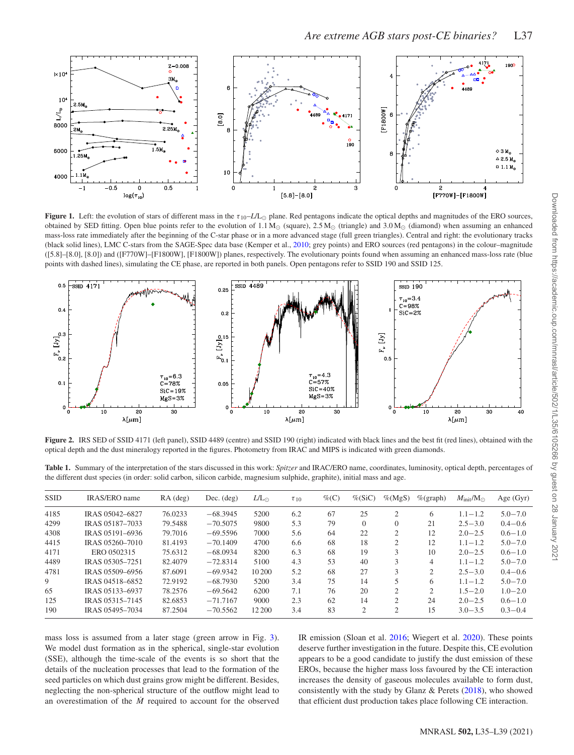**Figure 1.** Left: the evolution of stars of different mass in the $\tau_{10}$–$L$/L$_\odot$ plane. Red pentagons indicate the optical depths and magnitudes of the ERO sources, obtained by SED fitting. Open blue points refer to the evolution of 1.1 M$_\odot$ (square), 2.5 M$_\odot$ (triangle) and 3.0 M$_\odot$ (diamond) when assuming an enhanced mass-loss rate immediately after the beginning of the C-star phase or in a more advanced stage (full green triangles). Central and right: the evolutionary tracks (black solid lines), LMC C-stars from the SAGE-Spec data base (Kemper et al., 2010; grey points) and ERO sources (red pentagons) in the colour–magnitude ([5.8]–[8.0], [8.0]) and ([F770W]–[F1800W], [F1800W]) planes, respectively. The evolutionary points found when assuming an enhanced mass-loss rate (blue points with dashed lines), simulating the CE phase, are reported in both panels. Open pentagons refer to SSID 190 and SSID 125.

**Figure 2.** IRS SED of SSID 4171 (left panel), SSID 4489 (centre) and SSID 190 (right) indicated with black lines and the best fit (red lines), obtained with the optical depth and the dust mineralogy reported in the figures. Photometry from IRAC and MIPS is indicated with green diamonds.

**Table 1.** Summary of the interpretation of the stars discussed in this work: *Spitzer* and IRAC/ERO name, coordinates, luminosity, optical depth, percentages of the different dust species (in order: solid carbon, silicon carbide, magnesium sulphide, graphite), initial mass and age.

| SSID | IRAS/ERO name | RA (deg) | Dec. (deg) | $L$/L$_\odot$ | $\tau_{10}$ | %(C) | %(SiC) | %(MgS) | %(graph) | $M_{\rm init}$/M$_\odot$ | Age (Gyr) |
|---|---|---|---|---|---|---|---|---|---|---|---|
| 4185 | IRAS 05042–6827 | 76.0233 | −68.3945 | 5200 | 6.2 | 67 | 25 | 2 | 6 | 1.1−1.2 | 5.0−7.0 |
| 4299 | IRAS 05187–7033 | 79.5488 | −70.5075 | 9800 | 5.3 | 79 | 0 | 0 | 21 | 2.5−3.0 | 0.4−0.6 |
| 4308 | IRAS 05191–6936 | 79.7016 | −69.5596 | 7000 | 5.6 | 64 | 22 | 2 | 12 | 2.0−2.5 | 0.6−1.0 |
| 4415 | IRAS 05260–7010 | 81.4193 | −70.1409 | 4700 | 6.6 | 68 | 18 | 2 | 12 | 1.1−1.2 | 5.0−7.0 |
| 4171 | ERO 0502315 | 75.6312 | −68.0934 | 8200 | 6.3 | 68 | 19 | 3 | 10 | 2.0−2.5 | 0.6−1.0 |
| 4489 | IRAS 05305–7251 | 82.4079 | −72.8314 | 5100 | 4.3 | 53 | 40 | 3 | 4 | 1.1−1.2 | 5.0−7.0 |
| 4781 | IRAS 05509–6956 | 87.6091 | −69.9342 | 10 200 | 5.2 | 68 | 27 | 3 | 2 | 2.5−3.0 | 0.4−0.6 |
| 9 | IRAS 04518–6852 | 72.9192 | −68.7930 | 5200 | 3.4 | 75 | 14 | 5 | 6 | 1.1−1.2 | 5.0−7.0 |
| 65 | IRAS 05133–6937 | 78.2576 | −69.5642 | 6200 | 7.1 | 76 | 20 | 2 | 2 | 1.5−2.0 | 1.0−2.0 |
| 125 | IRAS 05315–7145 | 82.6853 | −71.7167 | 9000 | 2.3 | 62 | 14 | 2 | 24 | 2.0−2.5 | 0.6−1.0 |
| 190 | IRAS 05495–7034 | 87.2504 | −70.5562 | 12 200 | 3.4 | 83 | 2 | 2 | 15 | 3.0−3.5 | 0.3−0.4 |

mass loss is assumed from a later stage (green arrow in Fig. 3). We model dust formation as in the spherical, single-star evolution (SSE), although the time-scale of the events is so short that the details of the nucleation processes that lead to the formation of the seed particles on which dust grains grow might be different. Besides, neglecting the non-spherical structure of the outflow might lead to an overestimation of the $\dot{M}$ required to account for the observed IR emission (Sloan et al. 2016; Wiegert et al. 2020). These points deserve further investigation in the future. Despite this, CE evolution appears to be a good candidate to justify the dust emission of these EROs, because the higher mass loss favoured by the CE interaction increases the density of gaseous molecules available to form dust, consistently with the study by Glanz & Perets (2018), who showed that efficient dust production takes place following CE interaction.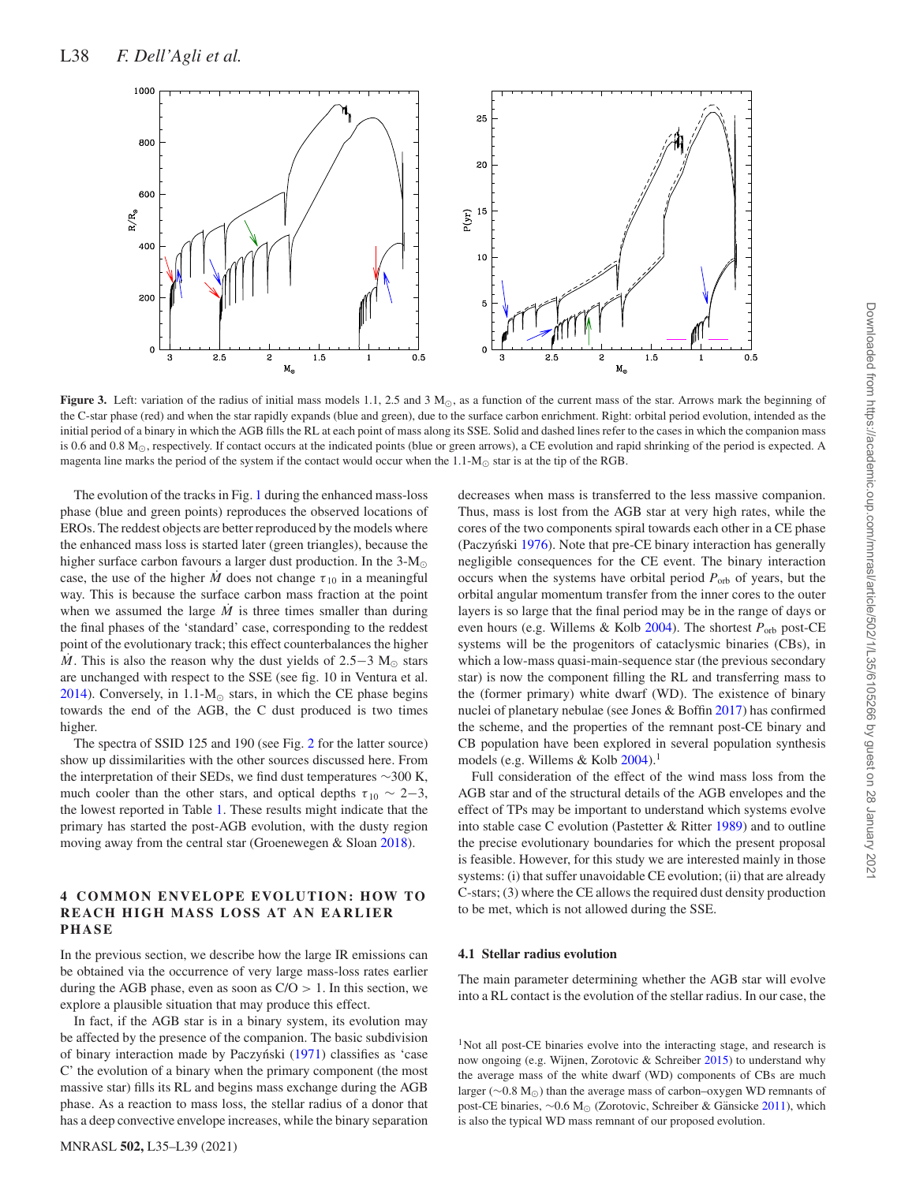**Figure 3.** Left: variation of the radius of initial mass models 1.1, 2.5 and 3 $M_\odot$, as a function of the current mass of the star. Arrows mark the beginning of the C-star phase (red) and when the star rapidly expands (blue and green), due to the surface carbon enrichment. Right: orbital period evolution, intended as the initial period of a binary in which the AGB fills the RL at each point of mass along its SSE. Solid and dashed lines refer to the cases in which the companion mass is 0.6 and 0.8 $M_\odot$, respectively. If contact occurs at the indicated points (blue or green arrows), a CE evolution and rapid shrinking of the period is expected. A magenta line marks the period of the system if the contact would occur when the 1.1-$M_\odot$ star is at the tip of the RGB.

The evolution of the tracks in Fig. 1 during the enhanced mass-loss phase (blue and green points) reproduces the observed locations of EROs. The reddest objects are better reproduced by the models where the enhanced mass loss is started later (green triangles), because the higher surface carbon favours a larger dust production. In the 3-$M_\odot$ case, the use of the higher $\dot{M}$ does not change $\tau_{10}$ in a meaningful way. This is because the surface carbon mass fraction at the point when we assumed the large $\dot{M}$ is three times smaller than during the final phases of the 'standard' case, corresponding to the reddest point of the evolutionary track; this effect counterbalances the higher $\dot{M}$. This is also the reason why the dust yields of 2.5−3 $M_\odot$ stars are unchanged with respect to the SSE (see fig. 10 in Ventura et al. 2014). Conversely, in 1.1-$M_\odot$ stars, in which the CE phase begins towards the end of the AGB, the C dust produced is two times higher.

The spectra of SSID 125 and 190 (see Fig. 2 for the latter source) show up dissimilarities with the other sources discussed here. From the interpretation of their SEDs, we find dust temperatures ∼300 K, much cooler than the other stars, and optical depths $\tau_{10} \sim 2-3$, the lowest reported in Table 1. These results might indicate that the primary has started the post-AGB evolution, with the dusty region moving away from the central star (Groenewegen & Sloan 2018).

## 4 COMMON ENVELOPE EVOLUTION: HOW TO REACH HIGH MASS LOSS AT AN EARLIER PHASE

In the previous section, we describe how the large IR emissions can be obtained via the occurrence of very large mass-loss rates earlier during the AGB phase, even as soon as C/O > 1. In this section, we explore a plausible situation that may produce this effect.

In fact, if the AGB star is in a binary system, its evolution may be affected by the presence of the companion. The basic subdivision of binary interaction made by Paczyński (1971) classifies as 'case C' the evolution of a binary when the primary component (the most massive star) fills its RL and begins mass exchange during the AGB phase. As a reaction to mass loss, the stellar radius of a donor that has a deep convective envelope increases, while the binary separation decreases when mass is transferred to the less massive companion. Thus, mass is lost from the AGB star at very high rates, while the cores of the two components spiral towards each other in a CE phase (Paczyński 1976). Note that pre-CE binary interaction has generally negligible consequences for the CE event. The binary interaction occurs when the systems have orbital period $P_{\rm orb}$ of years, but the orbital angular momentum transfer from the inner cores to the outer layers is so large that the final period may be in the range of days or even hours (e.g. Willems & Kolb 2004). The shortest $P_{\rm orb}$ post-CE systems will be the progenitors of cataclysmic binaries (CBs), in which a low-mass quasi-main-sequence star (the previous secondary star) is now the component filling the RL and transferring mass to the (former primary) white dwarf (WD). The existence of binary nuclei of planetary nebulae (see Jones & Boffin 2017) has confirmed the scheme, and the properties of the remnant post-CE binary and CB population have been explored in several population synthesis models (e.g. Willems & Kolb 2004).[1]

Full consideration of the effect of the wind mass loss from the AGB star and of the structural details of the AGB envelopes and the effect of TPs may be important to understand which systems evolve into stable case C evolution (Pastetter & Ritter 1989) and to outline the precise evolutionary boundaries for which the present proposal is feasible. However, for this study we are interested mainly in those systems: (i) that suffer unavoidable CE evolution; (ii) that are already C-stars; (3) where the CE allows the required dust density production to be met, which is not allowed during the SSE.

### 4.1 Stellar radius evolution

The main parameter determining whether the AGB star will evolve into a RL contact is the evolution of the stellar radius. In our case, the

[1] Not all post-CE binaries evolve into the interacting stage, and research is now ongoing (e.g. Wijnen, Zorotovic & Schreiber 2015) to understand why the average mass of the white dwarf (WD) components of CBs are much larger (∼0.8 $M_\odot$) than the average mass of carbon–oxygen WD remnants of post-CE binaries, ∼0.6 $M_\odot$ (Zorotovic, Schreiber & Gänsicke 2011), which is also the typical WD mass remnant of our proposed evolution.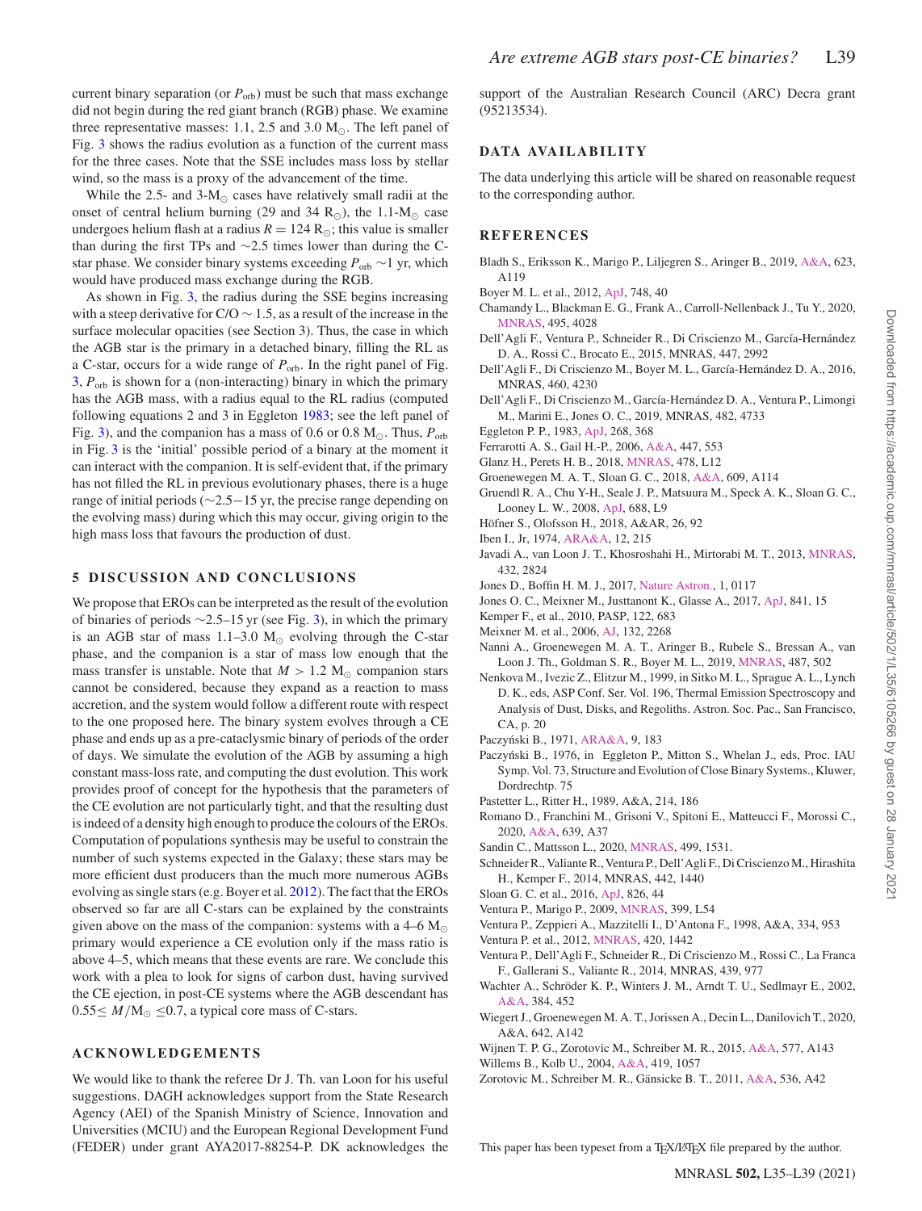current binary separation (or $P_{\rm orb}$) must be such that mass exchange did not begin during the red giant branch (RGB) phase. We examine three representative masses: 1.1, 2.5 and 3.0 $M_\odot$. The left panel of Fig. 3 shows the radius evolution as a function of the current mass for the three cases. Note that the SSE includes mass loss by stellar wind, so the mass is a proxy of the advancement of the time.

While the 2.5- and 3-$M_\odot$ cases have relatively small radii at the onset of central helium burning (29 and 34 $R_\odot$), the 1.1-$M_\odot$ case undergoes helium flash at a radius $R = 124$ $R_\odot$; this value is smaller than during the first TPs and ∼2.5 times lower than during the C-star phase. We consider binary systems exceeding $P_{\rm orb}$ ∼1 yr, which would have produced mass exchange during the RGB.

As shown in Fig. 3, the radius during the SSE begins increasing with a steep derivative for C/O ∼ 1.5, as a result of the increase in the surface molecular opacities (see Section 3). Thus, the case in which the AGB star is the primary in a detached binary, filling the RL as a C-star, occurs for a wide range of $P_{\rm orb}$. In the right panel of Fig. 3, $P_{\rm orb}$ is shown for a (non-interacting) binary in which the primary has the AGB mass, with a radius equal to the RL radius (computed following equations 2 and 3 in Eggleton 1983; see the left panel of Fig. 3), and the companion has a mass of 0.6 or 0.8 $M_\odot$. Thus, $P_{\rm orb}$ in Fig. 3 is the 'initial' possible period of a binary at the moment it can interact with the companion. It is self-evident that, if the primary has not filled the RL in previous evolutionary phases, there is a huge range of initial periods (∼2.5−15 yr, the precise range depending on the evolving mass) during which this may occur, giving origin to the high mass loss that favours the production of dust.

## 5 DISCUSSION AND CONCLUSIONS

We propose that EROs can be interpreted as the result of the evolution of binaries of periods ∼2.5–15 yr (see Fig. 3), in which the primary is an AGB star of mass 1.1–3.0 $M_\odot$ evolving through the C-star phase, and the companion is a star of mass low enough that the mass transfer is unstable. Note that $M > 1.2$ $M_\odot$ companion stars cannot be considered, because they expand as a reaction to mass accretion, and the system would follow a different route with respect to the one proposed here. The binary system evolves through a CE phase and ends up as a pre-cataclysmic binary of periods of the order of days. We simulate the evolution of the AGB by assuming a high constant mass-loss rate, and computing the dust evolution. This work provides proof of concept for the hypothesis that the parameters of the CE evolution are not particularly tight, and that the resulting dust is indeed of a density high enough to produce the colours of the EROs. Computation of populations synthesis may be useful to constrain the number of such systems expected in the Galaxy; these stars may be more efficient dust producers than the much more numerous AGBs evolving as single stars (e.g. Boyer et al. 2012). The fact that the EROs observed so far are all C-stars can be explained by the constraints given above on the mass of the companion: systems with a 4–6 $M_\odot$ primary would experience a CE evolution only if the mass ratio is above 4–5, which means that these events are rare. We conclude this work with a plea to look for signs of carbon dust, having survived the CE ejection, in post-CE systems where the AGB descendant has $0.55 \le M/M_\odot \le 0.7$, a typical core mass of C-stars.

## ACKNOWLEDGEMENTS

We would like to thank the referee Dr J. Th. van Loon for his useful suggestions. DAGH acknowledges support from the State Research Agency (AEI) of the Spanish Ministry of Science, Innovation and Universities (MCIU) and the European Regional Development Fund (FEDER) under grant AYA2017-88254-P. DK acknowledges the support of the Australian Research Council (ARC) Decra grant (95213534).

## DATA AVAILABILITY

The data underlying this article will be shared on reasonable request to the corresponding author.

## REFERENCES

Bladh S., Eriksson K., Marigo P., Liljegren S., Aringer B., 2019, A&A, 623, A119

Boyer M. L. et al., 2012, ApJ, 748, 40

Chamandy L., Blackman E. G., Frank A., Carroll-Nellenback J., Tu Y., 2020, MNRAS, 495, 4028

Dell'Agli F., Ventura P., Schneider R., Di Criscienzo M., García-Hernández D. A., Rossi C., Brocato E., 2015, MNRAS, 447, 2992

Dell'Agli F., Di Criscienzo M., Boyer M. L., García-Hernández D. A., 2016, MNRAS, 460, 4230

Dell'Agli F., Di Criscienzo M., García-Hernández D. A., Ventura P., Limongi M., Marini E., Jones O. C., 2019, MNRAS, 482, 4733

Eggleton P. P., 1983, ApJ, 268, 368

Ferrarotti A. S., Gail H.-P., 2006, A&A, 447, 553

Glanz H., Perets H. B., 2018, MNRAS, 478, L12

Groenewegen M. A. T., Sloan G. C., 2018, A&A, 609, A114

Gruendl R. A., Chu Y-H., Seale J. P., Matsuura M., Speck A. K., Sloan G. C., Looney L. W., 2008, ApJ, 688, L9

Höfner S., Olofsson H., 2018, A&AR, 26, 92

Iben I., Jr, 1974, ARA&A, 12, 215

Javadi A., van Loon J. T., Khosroshahi H., Mirtorabi M. T., 2013, MNRAS, 432, 2824

Jones D., Boffin H. M. J., 2017, Nature Astron., 1, 0117

Jones O. C., Meixner M., Justtanont K., Glasse A., 2017, ApJ, 841, 15

Kemper F., et al., 2010, PASP, 122, 683

Meixner M. et al., 2006, AJ, 132, 2268

Nanni A., Groenewegen M. A. T., Aringer B., Rubele S., Bressan A., van Loon J. Th., Goldman S. R., Boyer M. L., 2019, MNRAS, 487, 502

Nenkova M., Ivezic Z., Elitzur M., 1999, in Sitko M. L., Sprague A. L., Lynch D. K., eds, ASP Conf. Ser. Vol. 196, Thermal Emission Spectroscopy and Analysis of Dust, Disks, and Regoliths. Astron. Soc. Pac., San Francisco, CA, p. 20

Paczyński B., 1971, ARA&A, 9, 183

Paczyński B., 1976, in Eggleton P., Mitton S., Whelan J., eds, Proc. IAU Symp. Vol. 73, Structure and Evolution of Close Binary Systems., Kluwer, Dordrechtp. 75

Pastetter L., Ritter H., 1989, A&A, 214, 186

Romano D., Franchini M., Grisoni V., Spitoni E., Matteucci F., Morossi C., 2020, A&A, 639, A37

Sandin C., Mattsson L., 2020, MNRAS, 499, 1531.

Schneider R., Valiante R., Ventura P., Dell'Agli F., Di Criscienzo M., Hirashita H., Kemper F., 2014, MNRAS, 442, 1440

Sloan G. C. et al., 2016, ApJ, 826, 44

Ventura P., Marigo P., 2009, MNRAS, 399, L54

Ventura P., Zeppieri A., Mazzitelli I., D'Antona F., 1998, A&A, 334, 953

Ventura P. et al., 2012, MNRAS, 420, 1442

Ventura P., Dell'Agli F., Schneider R., Di Criscienzo M., Rossi C., La Franca F., Gallerani S., Valiante R., 2014, MNRAS, 439, 977

Wachter A., Schröder K. P., Winters J. M., Arndt T. U., Sedlmayr E., 2002, A&A, 384, 452

Wiegert J., Groenewegen M. A. T., Jorissen A., Decin L., Danilovich T., 2020, A&A, 642, A142

Wijnen T. P. G., Zorotovic M., Schreiber M. R., 2015, A&A, 577, A143

Willems B., Kolb U., 2004, A&A, 419, 1057

Zorotovic M., Schreiber M. R., Gänsicke B. T., 2011, A&A, 536, A42

This paper has been typeset from a TEX/LATEX file prepared by the author.